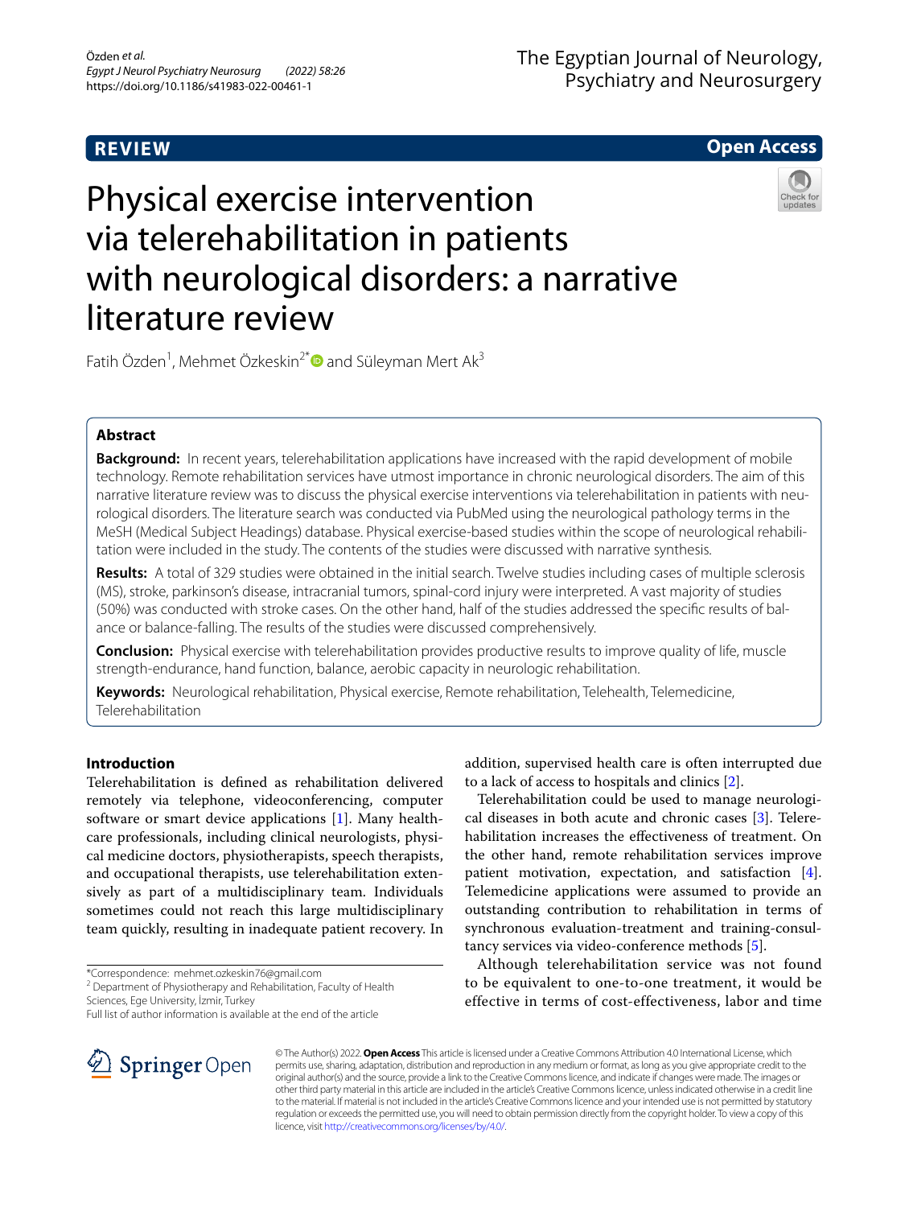**REVIEW** **Open Access**

# Physical exercise intervention via telerehabilitation in patients with neurological disorders: a narrative literature review

Fatih Özden[1], Mehmet Özkeskin[2*] and Süleyman Mert Ak[3]

## Abstract

**Background:** In recent years, telerehabilitation applications have increased with the rapid development of mobile technology. Remote rehabilitation services have utmost importance in chronic neurological disorders. The aim of this narrative literature review was to discuss the physical exercise interventions via telerehabilitation in patients with neurological disorders. The literature search was conducted via PubMed using the neurological pathology terms in the MeSH (Medical Subject Headings) database. Physical exercise-based studies within the scope of neurological rehabilitation were included in the study. The contents of the studies were discussed with narrative synthesis.

**Results:** A total of 329 studies were obtained in the initial search. Twelve studies including cases of multiple sclerosis (MS), stroke, parkinson's disease, intracranial tumors, spinal-cord injury were interpreted. A vast majority of studies (50%) was conducted with stroke cases. On the other hand, half of the studies addressed the specific results of balance or balance-falling. The results of the studies were discussed comprehensively.

**Conclusion:** Physical exercise with telerehabilitation provides productive results to improve quality of life, muscle strength-endurance, hand function, balance, aerobic capacity in neurologic rehabilitation.

**Keywords:** Neurological rehabilitation, Physical exercise, Remote rehabilitation, Telehealth, Telemedicine, Telerehabilitation

## Introduction

Telerehabilitation is defined as rehabilitation delivered remotely via telephone, videoconferencing, computer software or smart device applications [1]. Many healthcare professionals, including clinical neurologists, physical medicine doctors, physiotherapists, speech therapists, and occupational therapists, use telerehabilitation extensively as part of a multidisciplinary team. Individuals sometimes could not reach this large multidisciplinary team quickly, resulting in inadequate patient recovery. In addition, supervised health care is often interrupted due to a lack of access to hospitals and clinics [2].

Telerehabilitation could be used to manage neurological diseases in both acute and chronic cases [3]. Telerehabilitation increases the effectiveness of treatment. On the other hand, remote rehabilitation services improve patient motivation, expectation, and satisfaction [4]. Telemedicine applications were assumed to provide an outstanding contribution to rehabilitation in terms of synchronous evaluation-treatment and training-consultancy services via video-conference methods [5].

Although telerehabilitation service was not found to be equivalent to one-to-one treatment, it would be effective in terms of cost-effectiveness, labor and time

*Correspondence: mehmet.ozkeskin76@gmail.com
[2] Department of Physiotherapy and Rehabilitation, Faculty of Health Sciences, Ege University, İzmir, Turkey
Full list of author information is available at the end of the article

© The Author(s) 2022. **Open Access** This article is licensed under a Creative Commons Attribution 4.0 International License, which permits use, sharing, adaptation, distribution and reproduction in any medium or format, as long as you give appropriate credit to the original author(s) and the source, provide a link to the Creative Commons licence, and indicate if changes were made. The images or other third party material in this article are included in the article's Creative Commons licence, unless indicated otherwise in a credit line to the material. If material is not included in the article's Creative Commons licence and your intended use is not permitted by statutory regulation or exceeds the permitted use, you will need to obtain permission directly from the copyright holder. To view a copy of this licence, visit http://creativecommons.org/licenses/by/4.0/.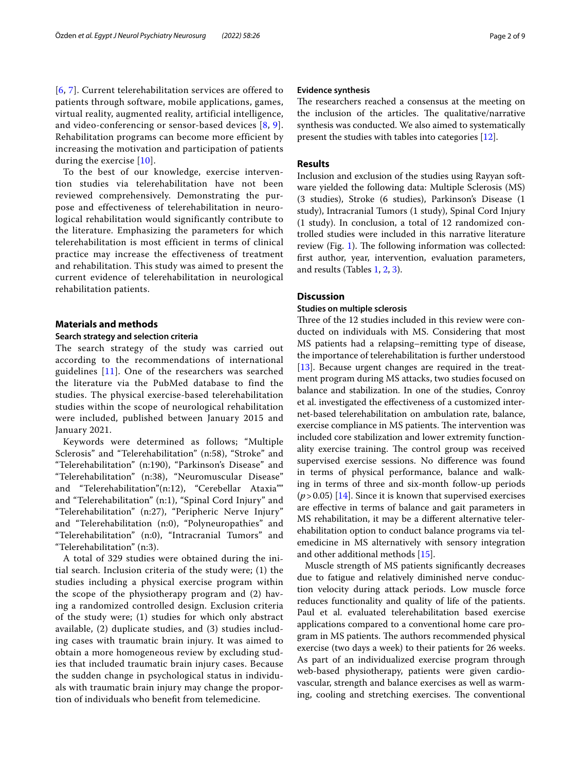[6, 7]. Current telerehabilitation services are offered to patients through software, mobile applications, games, virtual reality, augmented reality, artificial intelligence, and video-conferencing or sensor-based devices [8, 9]. Rehabilitation programs can become more efficient by increasing the motivation and participation of patients during the exercise [10].

To the best of our knowledge, exercise intervention studies via telerehabilitation have not been reviewed comprehensively. Demonstrating the purpose and effectiveness of telerehabilitation in neurological rehabilitation would significantly contribute to the literature. Emphasizing the parameters for which telerehabilitation is most efficient in terms of clinical practice may increase the effectiveness of treatment and rehabilitation. This study was aimed to present the current evidence of telerehabilitation in neurological rehabilitation patients.

## Materials and methods

### Search strategy and selection criteria

The search strategy of the study was carried out according to the recommendations of international guidelines [11]. One of the researchers was searched the literature via the PubMed database to find the studies. The physical exercise-based telerehabilitation studies within the scope of neurological rehabilitation were included, published between January 2015 and January 2021.

Keywords were determined as follows; "Multiple Sclerosis" and "Telerehabilitation" (n:58), "Stroke" and "Telerehabilitation" (n:190), "Parkinson's Disease" and "Telerehabilitation" (n:38), "Neuromuscular Disease" and "Telerehabilitation"(n:12), "Cerebellar Ataxia"" and "Telerehabilitation" (n:1), "Spinal Cord Injury" and "Telerehabilitation" (n:27), "Peripheric Nerve Injury" and "Telerehabilitation (n:0), "Polyneuropathies" and "Telerehabilitation" (n:0), "Intracranial Tumors" and "Telerehabilitation" (n:3).

A total of 329 studies were obtained during the initial search. Inclusion criteria of the study were; (1) the studies including a physical exercise program within the scope of the physiotherapy program and (2) having a randomized controlled design. Exclusion criteria of the study were; (1) studies for which only abstract available, (2) duplicate studies, and (3) studies including cases with traumatic brain injury. It was aimed to obtain a more homogeneous review by excluding studies that included traumatic brain injury cases. Because the sudden change in psychological status in individuals with traumatic brain injury may change the proportion of individuals who benefit from telemedicine.

### Evidence synthesis

The researchers reached a consensus at the meeting on the inclusion of the articles. The qualitative/narrative synthesis was conducted. We also aimed to systematically present the studies with tables into categories [12].

## Results

Inclusion and exclusion of the studies using Rayyan software yielded the following data: Multiple Sclerosis (MS) (3 studies), Stroke (6 studies), Parkinson's Disease (1 study), Intracranial Tumors (1 study), Spinal Cord Injury (1 study). In conclusion, a total of 12 randomized controlled studies were included in this narrative literature review (Fig. 1). The following information was collected: first author, year, intervention, evaluation parameters, and results (Tables 1, 2, 3).

## Discussion

### Studies on multiple sclerosis

Three of the 12 studies included in this review were conducted on individuals with MS. Considering that most MS patients had a relapsing–remitting type of disease, the importance of telerehabilitation is further understood [13]. Because urgent changes are required in the treatment program during MS attacks, two studies focused on balance and stabilization. In one of the studies, Conroy et al. investigated the effectiveness of a customized internet-based telerehabilitation on ambulation rate, balance, exercise compliance in MS patients. The intervention was included core stabilization and lower extremity functionality exercise training. The control group was received supervised exercise sessions. No difference was found in terms of physical performance, balance and walking in terms of three and six-month follow-up periods ($p > 0.05$) [14]. Since it is known that supervised exercises are effective in terms of balance and gait parameters in MS rehabilitation, it may be a different alternative telerehabilitation option to conduct balance programs via telemedicine in MS alternatively with sensory integration and other additional methods [15].

Muscle strength of MS patients significantly decreases due to fatigue and relatively diminished nerve conduction velocity during attack periods. Low muscle force reduces functionality and quality of life of the patients. Paul et al. evaluated telerehabilitation based exercise applications compared to a conventional home care program in MS patients. The authors recommended physical exercise (two days a week) to their patients for 26 weeks. As part of an individualized exercise program through web-based physiotherapy, patients were given cardiovascular, strength and balance exercises as well as warming, cooling and stretching exercises. The conventional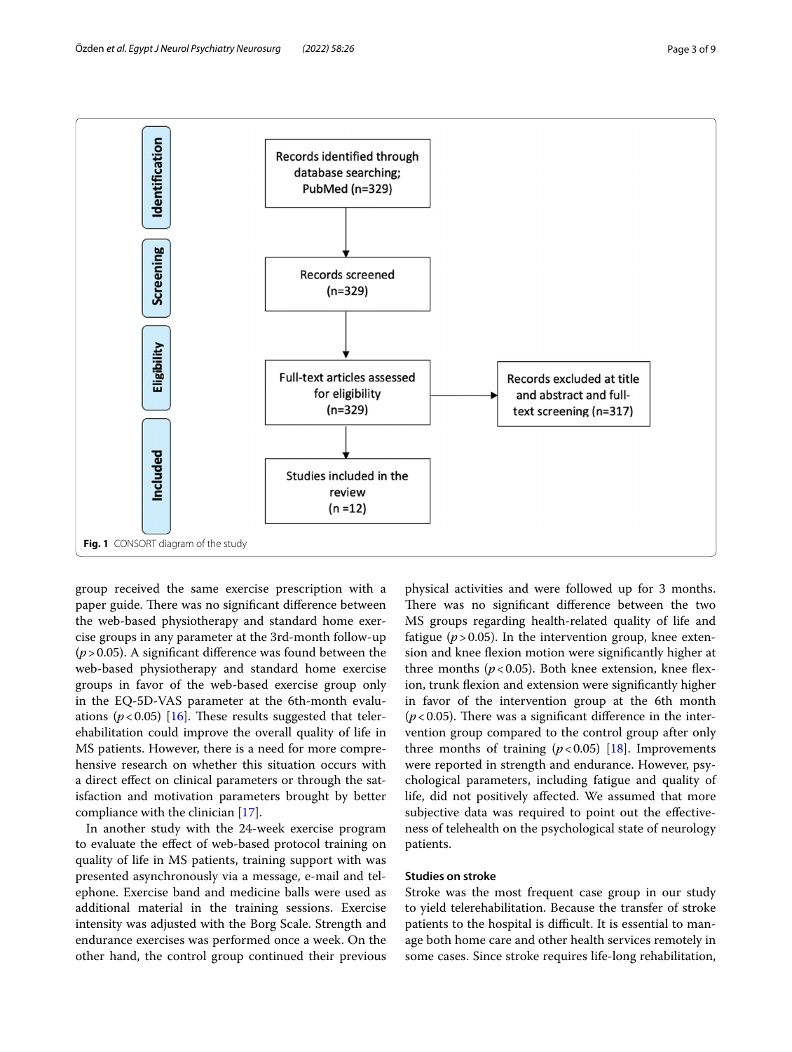Records identified through database searching; PubMed (n=329)

Records screened (n=329)

Full-text articles assessed for eligibility (n=329)

Records excluded at title and abstract and full-text screening (n=317)

Studies included in the review (n =12)

**Fig. 1** CONSORT diagram of the study

group received the same exercise prescription with a paper guide. There was no significant difference between the web-based physiotherapy and standard home exercise groups in any parameter at the 3rd-month follow-up ($p > 0.05$). A significant difference was found between the web-based physiotherapy and standard home exercise groups in favor of the web-based exercise group only in the EQ-5D-VAS parameter at the 6th-month evaluations ($p < 0.05$) [16]. These results suggested that telerehabilitation could improve the overall quality of life in MS patients. However, there is a need for more comprehensive research on whether this situation occurs with a direct effect on clinical parameters or through the satisfaction and motivation parameters brought by better compliance with the clinician [17].

In another study with the 24-week exercise program to evaluate the effect of web-based protocol training on quality of life in MS patients, training support with was presented asynchronously via a message, e-mail and telephone. Exercise band and medicine balls were used as additional material in the training sessions. Exercise intensity was adjusted with the Borg Scale. Strength and endurance exercises was performed once a week. On the other hand, the control group continued their previous physical activities and were followed up for 3 months. There was no significant difference between the two MS groups regarding health-related quality of life and fatigue ($p > 0.05$). In the intervention group, knee extension and knee flexion motion were significantly higher at three months ($p < 0.05$). Both knee extension, knee flexion, trunk flexion and extension were significantly higher in favor of the intervention group at the 6th month ($p < 0.05$). There was a significant difference in the intervention group compared to the control group after only three months of training ($p < 0.05$) [18]. Improvements were reported in strength and endurance. However, psychological parameters, including fatigue and quality of life, did not positively affected. We assumed that more subjective data was required to point out the effectiveness of telehealth on the psychological state of neurology patients.

### Studies on stroke

Stroke was the most frequent case group in our study to yield telerehabilitation. Because the transfer of stroke patients to the hospital is difficult. It is essential to manage both home care and other health services remotely in some cases. Since stroke requires life-long rehabilitation,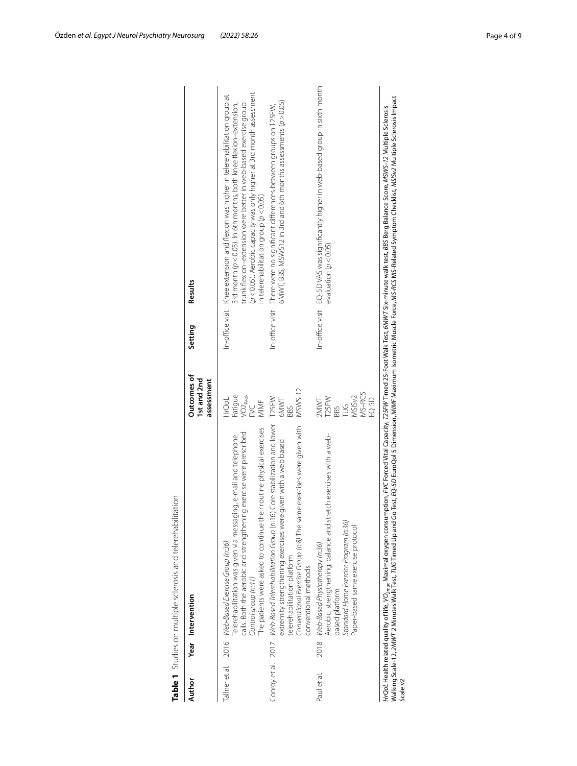**Table 1** Studies on multiple sclerosis and telerehabilitation

| Author | Year | Intervention | Outcomes of 1st and 2nd assessment | Setting | Results |
|---|---|---|---|---|---|
| Tallner et al. | 2016 | *Web-Based Exercise Group (n:36)*<br>Telerehabilitation was given via messaging, e-mail and telephone calls. Both the aerobic and strengthening exercise were prescribed<br>*Control group (n:41)*<br>The patients were asked to continue their routine physical exercises | HrQoL<br>Fatigue<br>$VO2_{Peak}$<br>FVC<br>MIMF | In-office visit | Knee extension and flexion was higher in telerehabilitation group at 3rd month ($p < 0.05$). In 6th months, both knee flexion–extension, trunk flexion–extension were better in web-based exercise group ($p < 0.05$). Aerobic capacity was only higher at 3rd month assessment in telerehabilitation group ($p < 0.05$) |
| Conroy et al. | 2017 | *Web-Based Telerehabilitation Group* (n:16) Core stabilization and lower extremity strengthening exercises were given with a web based telerehabilitation platform<br>*Conventional Exercise Group (n:8)* The same exercises were given with conventional methods | T25FW<br>6MWT<br>BBS<br>MSWS-12 | In-office visit | There were no significant differences between groups on T25FW, 6MWT, BBS, MSWS12 in 3rd and 6th months assessments ($p > 0.05$) |
| Paul et al. | 2018 | *Web-Based Physiotherapy (n:36)*<br>Aerobic, strengthening, balance and stretch exercises with a web-based platform<br>*Standard Home Exercise Program (n:36)*<br>Paper-based same exercise protocol | 2MWT<br>T25FW<br>BBS<br>TUG<br>MSISv2<br>MS-RCS<br>EQ-5D | In-office visit | EQ-5D VAS was significantly higher in web-based group in sixth month evaluation ($p < 0.05$) |

*HrQoL* Health related quality of life, $VO_{2max}$ Maximal oxygen consumption, *FVC* Forced Vital Capacity, *T25FW* Timed 25-Foot Walk Test, *6MWT* Six-minute walk test, *BBS* Berg Balance Score, *MSWS-12* Multiple Sclerosis Walking Scale-12, *2MWT* 2 Minutes Walk Test, *TUG* Timed Up and Go Test, *EQ-5D* EuroQol 5 Dimension, *MIMF* Maximum Isometric Muscle Force, *MS-RCS* MS-Related Symptom Checklist, *MSISv2* Multiple Sclerosis Impact Scale v2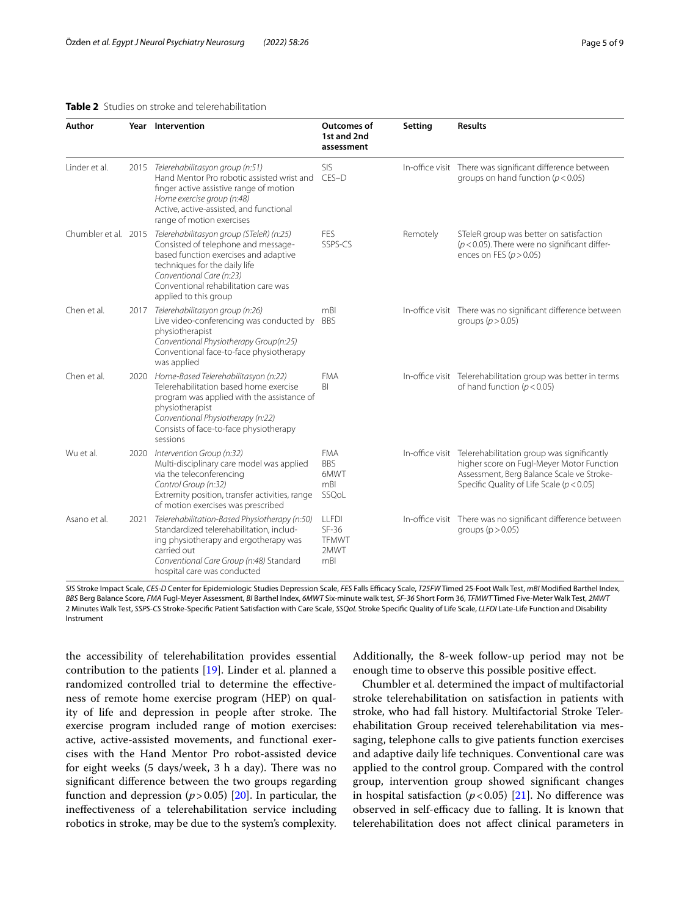**Table 2** Studies on stroke and telerehabilitation

| Author | Year | Intervention | Outcomes of 1st and 2nd assessment | Setting | Results |
|---|---|---|---|---|---|
| Linder et al. | 2015 | *Telerehabilitasyon group (n:51)* Hand Mentor Pro robotic assisted wrist and finger active assistive range of motion *Home exercise group (n:48)* Active, active-assisted, and functional range of motion exercises | SIS CES–D | In-office visit | There was significant difference between groups on hand function ($p<0.05$) |
| Chumbler et al. | 2015 | *Telerehabilitasyon group (STeleR) (n:25)* Consisted of telephone and message-based function exercises and adaptive techniques for the daily life *Conventional Care (n:23)* Conventional rehabilitation care was applied to this group | FES SSPS-CS | Remotely | STeleR group was better on satisfaction ($p<0.05$). There were no significant differences on FES ($p>0.05$) |
| Chen et al. | 2017 | *Telerehabilitasyon group (n:26)* Live video-conferencing was conducted by physiotherapist *Conventional Physiotherapy Group(n:25)* Conventional face-to-face physiotherapy was applied | mBI BBS | In-office visit | There was no significant difference between groups ($p>0.05$) |
| Chen et al. | 2020 | *Home-Based Telerehabilitasyon (n:22)* Telerehabilitation based home exercise program was applied with the assistance of physiotherapist *Conventional Physiotherapy (n:22)* Consists of face-to-face physiotherapy sessions | FMA BI | In-office visit | Telerehabilitation group was better in terms of hand function ($p<0.05$) |
| Wu et al. | 2020 | *Intervention Group (n:32)* Multi-disciplinary care model was applied via the teleconferencing *Control Group (n:32)* Extremity position, transfer activities, range of motion exercises was prescribed | FMA BBS 6MWT mBI SSQoL | In-office visit | Telerehabilitation group was significantly higher score on Fugl-Meyer Motor Function Assessment, Berg Balance Scale ve Stroke-Specific Quality of Life Scale ($p<0.05$) |
| Asano et al. | 2021 | *Telerehabilitation-Based Physiotherapy (n:50)* Standardized telerehabilitation, including physiotherapy and ergotherapy was carried out *Conventional Care Group (n:48)* Standard hospital care was conducted | LLFDI SF-36 TFMWT 2MWT mBI | In-office visit | There was no significant difference between groups ($p>0.05$) |

*SIS* Stroke Impact Scale, *CES-D* Center for Epidemiologic Studies Depression Scale, *FES* Falls Efficacy Scale, *T25FW* Timed 25-Foot Walk Test, *mBI* Modified Barthel Index, *BBS* Berg Balance Score, *FMA* Fugl-Meyer Assessment, *BI* Barthel Index, *6MWT* Six-minute walk test, *SF-36* Short Form 36, *TFMWT* Timed Five-Meter Walk Test, *2MWT* 2 Minutes Walk Test, *SSPS-CS* Stroke-Specific Patient Satisfaction with Care Scale, *SSQoL* Stroke Specific Quality of Life Scale, *LLFDI* Late-Life Function and Disability Instrument

the accessibility of telerehabilitation provides essential contribution to the patients [19]. Linder et al. planned a randomized controlled trial to determine the effectiveness of remote home exercise program (HEP) on quality of life and depression in people after stroke. The exercise program included range of motion exercises: active, active-assisted movements, and functional exercises with the Hand Mentor Pro robot-assisted device for eight weeks (5 days/week, 3 h a day). There was no significant difference between the two groups regarding function and depression ($p>0.05$) [20]. In particular, the ineffectiveness of a telerehabilitation service including robotics in stroke, may be due to the system's complexity. Additionally, the 8-week follow-up period may not be enough time to observe this possible positive effect.

Chumbler et al. determined the impact of multifactorial stroke telerehabilitation on satisfaction in patients with stroke, who had fall history. Multifactorial Stroke Telerehabilitation Group received telerehabilitation via messaging, telephone calls to give patients function exercises and adaptive daily life techniques. Conventional care was applied to the control group. Compared with the control group, intervention group showed significant changes in hospital satisfaction ($p<0.05$) [21]. No difference was observed in self-efficacy due to falling. It is known that telerehabilitation does not affect clinical parameters in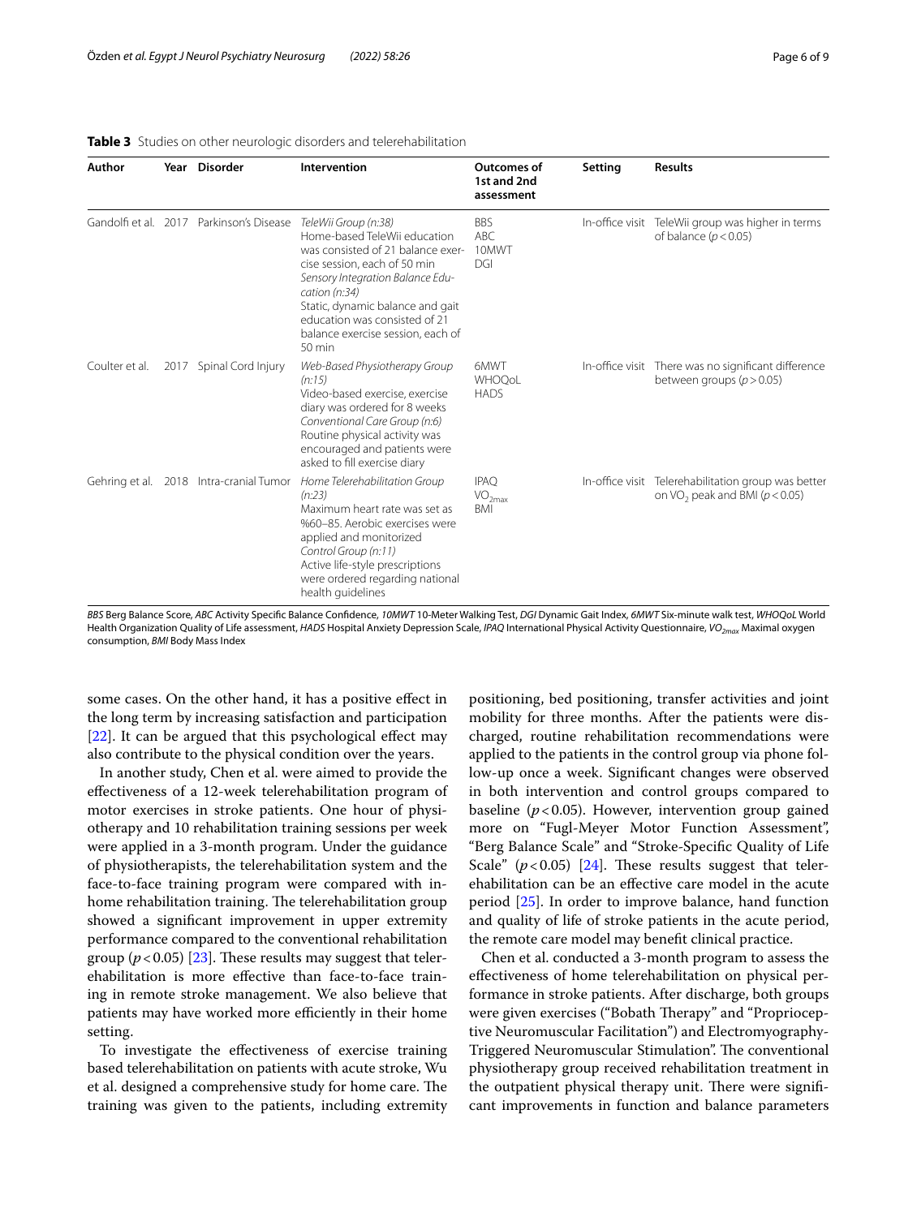**Table 3** Studies on other neurologic disorders and telerehabilitation

| Author | Year | Disorder | Intervention | Outcomes of 1st and 2nd assessment | Setting | Results |
|---|---|---|---|---|---|---|
| Gandolfi et al. | 2017 | Parkinson's Disease | *TeleWii Group (n:38)* Home-based TeleWii education was consisted of 21 balance exercise session, each of 50 min *Sensory Integration Balance Education (n:34)* Static, dynamic balance and gait education was consisted of 21 balance exercise session, each of 50 min | BBS ABC 10MWT DGI | In-office visit | TeleWii group was higher in terms of balance ($p<0.05$) |
| Coulter et al. | 2017 | Spinal Cord Injury | *Web-Based Physiotherapy Group (n:15)* Video-based exercise, exercise diary was ordered for 8 weeks *Conventional Care Group (n:6)* Routine physical activity was encouraged and patients were asked to fill exercise diary | 6MWT WHOQoL HADS | In-office visit | There was no significant difference between groups ($p>0.05$) |
| Gehring et al. | 2018 | Intra-cranial Tumor | *Home Telerehabilitation Group (n:23)* Maximum heart rate was set as %60–85. Aerobic exercises were applied and monitorized *Control Group (n:11)* Active life-style prescriptions were ordered regarding national health guidelines | IPAQ $VO_{2max}$ BMI | In-office visit | Telerehabilitation group was better on $VO_2$ peak and BMI ($p<0.05$) |

*BBS* Berg Balance Score, *ABC* Activity Specific Balance Confidence, *10MWT* 10-Meter Walking Test, *DGI* Dynamic Gait Index, *6MWT* Six-minute walk test, *WHOQoL* World Health Organization Quality of Life assessment, *HADS* Hospital Anxiety Depression Scale, *IPAQ* International Physical Activity Questionnaire, $VO_{2max}$ Maximal oxygen consumption, *BMI* Body Mass Index

some cases. On the other hand, it has a positive effect in the long term by increasing satisfaction and participation [22]. It can be argued that this psychological effect may also contribute to the physical condition over the years.

In another study, Chen et al. were aimed to provide the effectiveness of a 12-week telerehabilitation program of motor exercises in stroke patients. One hour of physiotherapy and 10 rehabilitation training sessions per week were applied in a 3-month program. Under the guidance of physiotherapists, the telerehabilitation system and the face-to-face training program were compared with in-home rehabilitation training. The telerehabilitation group showed a significant improvement in upper extremity performance compared to the conventional rehabilitation group ($p<0.05$) [23]. These results may suggest that telerehabilitation is more effective than face-to-face training in remote stroke management. We also believe that patients may have worked more efficiently in their home setting.

To investigate the effectiveness of exercise training based telerehabilitation on patients with acute stroke, Wu et al. designed a comprehensive study for home care. The training was given to the patients, including extremity positioning, bed positioning, transfer activities and joint mobility for three months. After the patients were discharged, routine rehabilitation recommendations were applied to the patients in the control group via phone follow-up once a week. Significant changes were observed in both intervention and control groups compared to baseline ($p<0.05$). However, intervention group gained more on "Fugl-Meyer Motor Function Assessment", "Berg Balance Scale" and "Stroke-Specific Quality of Life Scale" ($p<0.05$) [24]. These results suggest that telerehabilitation can be an effective care model in the acute period [25]. In order to improve balance, hand function and quality of life of stroke patients in the acute period, the remote care model may benefit clinical practice.

Chen et al. conducted a 3-month program to assess the effectiveness of home telerehabilitation on physical performance in stroke patients. After discharge, both groups were given exercises ("Bobath Therapy" and "Proprioceptive Neuromuscular Facilitation") and Electromyography-Triggered Neuromuscular Stimulation". The conventional physiotherapy group received rehabilitation treatment in the outpatient physical therapy unit. There were significant improvements in function and balance parameters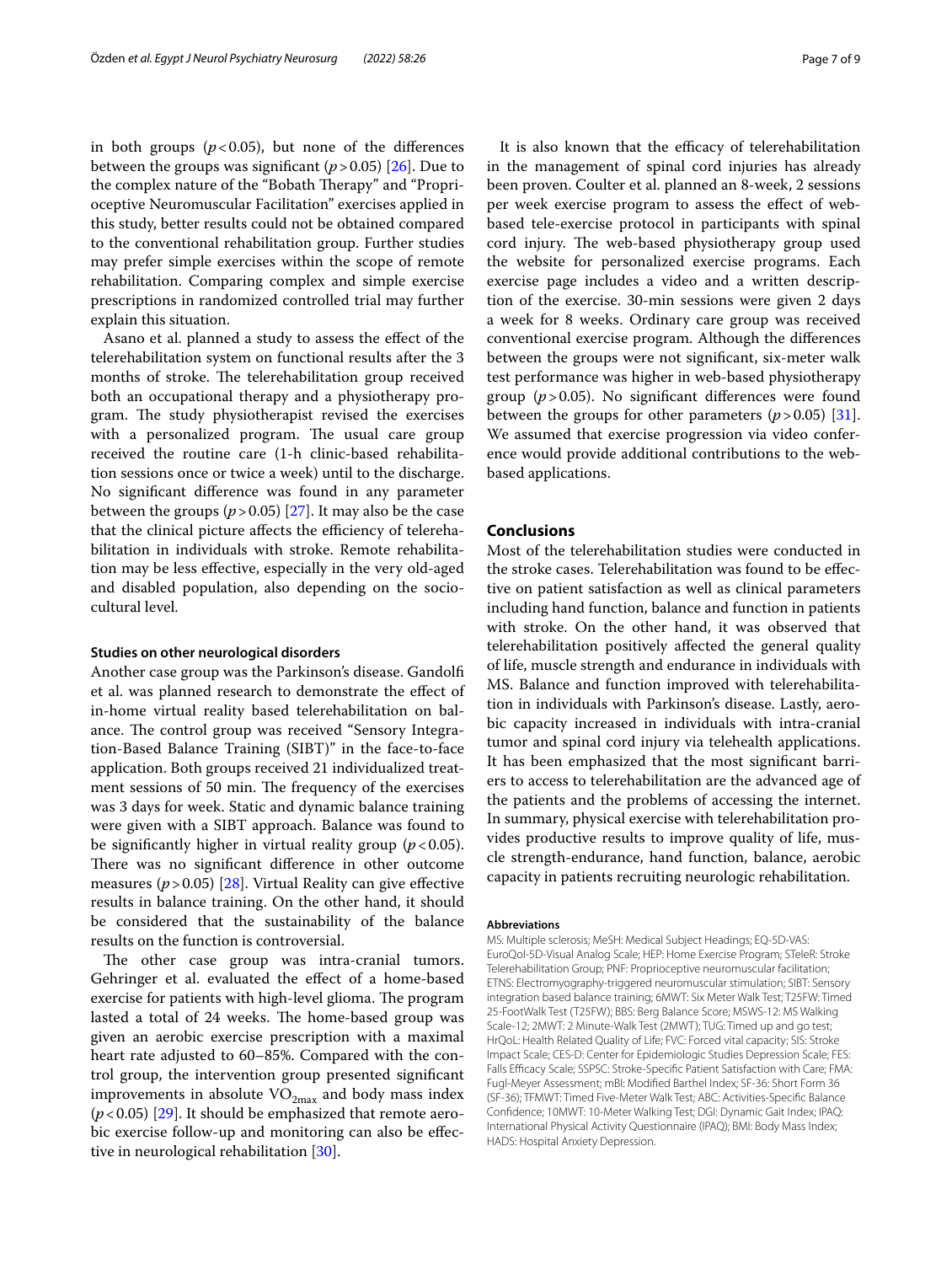in both groups ($p < 0.05$), but none of the differences between the groups was significant ($p > 0.05$) [26]. Due to the complex nature of the "Bobath Therapy" and "Proprioceptive Neuromuscular Facilitation" exercises applied in this study, better results could not be obtained compared to the conventional rehabilitation group. Further studies may prefer simple exercises within the scope of remote rehabilitation. Comparing complex and simple exercise prescriptions in randomized controlled trial may further explain this situation.

Asano et al. planned a study to assess the effect of the telerehabilitation system on functional results after the 3 months of stroke. The telerehabilitation group received both an occupational therapy and a physiotherapy program. The study physiotherapist revised the exercises with a personalized program. The usual care group received the routine care (1-h clinic-based rehabilitation sessions once or twice a week) until to the discharge. No significant difference was found in any parameter between the groups ($p > 0.05$) [27]. It may also be the case that the clinical picture affects the efficiency of telerehabilitation in individuals with stroke. Remote rehabilitation may be less effective, especially in the very old-aged and disabled population, also depending on the sociocultural level.

### Studies on other neurological disorders

Another case group was the Parkinson's disease. Gandolfi et al. was planned research to demonstrate the effect of in-home virtual reality based telerehabilitation on balance. The control group was received "Sensory Integration-Based Balance Training (SIBT)" in the face-to-face application. Both groups received 21 individualized treatment sessions of 50 min. The frequency of the exercises was 3 days for week. Static and dynamic balance training were given with a SIBT approach. Balance was found to be significantly higher in virtual reality group ($p < 0.05$). There was no significant difference in other outcome measures ($p > 0.05$) [28]. Virtual Reality can give effective results in balance training. On the other hand, it should be considered that the sustainability of the balance results on the function is controversial.

The other case group was intra-cranial tumors. Gehringer et al. evaluated the effect of a home-based exercise for patients with high-level glioma. The program lasted a total of 24 weeks. The home-based group was given an aerobic exercise prescription with a maximal heart rate adjusted to 60–85%. Compared with the control group, the intervention group presented significant improvements in absolute $VO_{2max}$ and body mass index ($p < 0.05$) [29]. It should be emphasized that remote aerobic exercise follow-up and monitoring can also be effective in neurological rehabilitation [30].

It is also known that the efficacy of telerehabilitation in the management of spinal cord injuries has already been proven. Coulter et al. planned an 8-week, 2 sessions per week exercise program to assess the effect of web-based tele-exercise protocol in participants with spinal cord injury. The web-based physiotherapy group used the website for personalized exercise programs. Each exercise page includes a video and a written description of the exercise. 30-min sessions were given 2 days a week for 8 weeks. Ordinary care group was received conventional exercise program. Although the differences between the groups were not significant, six-meter walk test performance was higher in web-based physiotherapy group ($p > 0.05$). No significant differences were found between the groups for other parameters ($p > 0.05$) [31]. We assumed that exercise progression via video conference would provide additional contributions to the web-based applications.

## Conclusions

Most of the telerehabilitation studies were conducted in the stroke cases. Telerehabilitation was found to be effective on patient satisfaction as well as clinical parameters including hand function, balance and function in patients with stroke. On the other hand, it was observed that telerehabilitation positively affected the general quality of life, muscle strength and endurance in individuals with MS. Balance and function improved with telerehabilitation in individuals with Parkinson's disease. Lastly, aerobic capacity increased in individuals with intra-cranial tumor and spinal cord injury via telehealth applications. It has been emphasized that the most significant barriers to access to telerehabilitation are the advanced age of the patients and the problems of accessing the internet. In summary, physical exercise with telerehabilitation provides productive results to improve quality of life, muscle strength-endurance, hand function, balance, aerobic capacity in patients recruiting neurologic rehabilitation.

#### Abbreviations

MS: Multiple sclerosis; MeSH: Medical Subject Headings; EQ-5D-VAS: EuroQol-5D-Visual Analog Scale; HEP: Home Exercise Program; STeleR: Stroke Telerehabilitation Group; PNF: Proprioceptive neuromuscular facilitation; ETNS: Electromyography-triggered neuromuscular stimulation; SIBT: Sensory integration based balance training; 6MWT: Six Meter Walk Test; T25FW: Timed 25-FootWalk Test (T25FW); BBS: Berg Balance Score; MSWS-12: MS Walking Scale-12; 2MWT: 2 Minute-Walk Test (2MWT); TUG: Timed up and go test; HrQoL: Health Related Quality of Life; FVC: Forced vital capacity; SIS: Stroke Impact Scale; CES-D: Center for Epidemiologic Studies Depression Scale; FES: Falls Efficacy Scale; SSPSC: Stroke-Specific Patient Satisfaction with Care; FMA: Fugl-Meyer Assessment; mBI: Modified Barthel Index; SF-36: Short Form 36 (SF-36); TFMWT: Timed Five-Meter Walk Test; ABC: Activities-Specific Balance Confidence; 10MWT: 10-Meter Walking Test; DGI: Dynamic Gait Index; IPAQ: International Physical Activity Questionnaire (IPAQ); BMI: Body Mass Index; HADS: Hospital Anxiety Depression.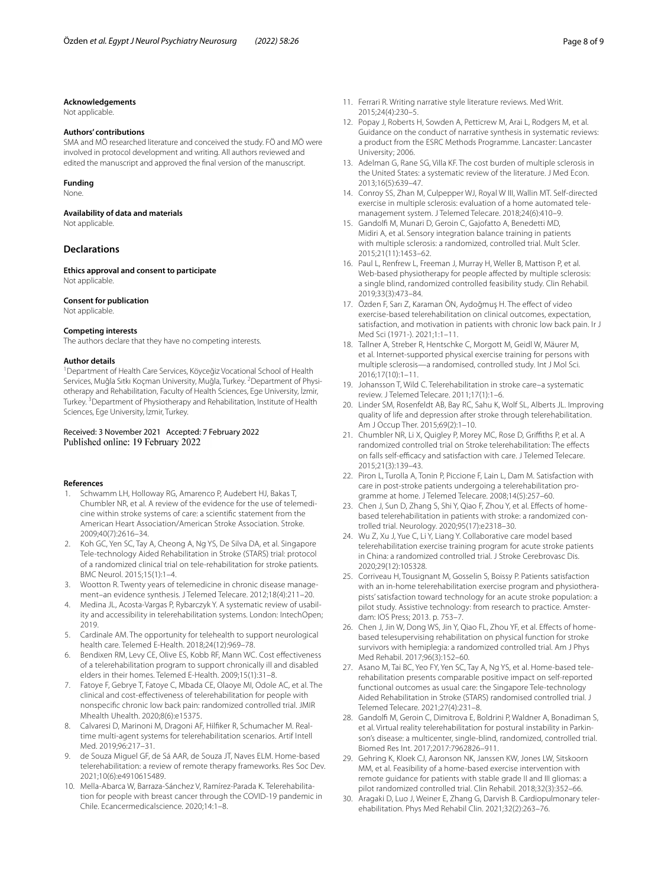### Acknowledgements

Not applicable.

### Authors' contributions

SMA and MÖ researched literature and conceived the study. FÖ and MÖ were involved in protocol development and writing. All authors reviewed and edited the manuscript and approved the final version of the manuscript.

### Funding

None.

### Availability of data and materials

Not applicable.

## Declarations

### Ethics approval and consent to participate

Not applicable.

### Consent for publication

Not applicable.

### Competing interests

The authors declare that they have no competing interests.

### Author details

[1]Department of Health Care Services, Köyceğiz Vocational School of Health Services, Muğla Sıtkı Koçman University, Muğla, Turkey. [2]Department of Physiotherapy and Rehabilitation, Faculty of Health Sciences, Ege University, İzmir, Turkey. [3]Department of Physiotherapy and Rehabilitation, Institute of Health Sciences, Ege University, İzmir, Turkey.

Received: 3 November 2021 Accepted: 7 February 2022
Published online: 19 February 2022

### References

1. Schwamm LH, Holloway RG, Amarenco P, Audebert HJ, Bakas T, Chumbler NR, et al. A review of the evidence for the use of telemedicine within stroke systems of care: a scientific statement from the American Heart Association/American Stroke Association. Stroke. 2009;40(7):2616–34.
2. Koh GC, Yen SC, Tay A, Cheong A, Ng YS, De Silva DA, et al. Singapore Tele-technology Aided Rehabilitation in Stroke (STARS) trial: protocol of a randomized clinical trial on tele-rehabilitation for stroke patients. BMC Neurol. 2015;15(1):1–4.
3. Wootton R. Twenty years of telemedicine in chronic disease management–an evidence synthesis. J Telemed Telecare. 2012;18(4):211–20.
4. Medina JL, Acosta-Vargas P, Rybarczyk Y. A systematic review of usability and accessibility in telerehabilitation systems. London: IntechOpen; 2019.
5. Cardinale AM. The opportunity for telehealth to support neurological health care. Telemed E-Health. 2018;24(12):969–78.
6. Bendixen RM, Levy CE, Olive ES, Kobb RF, Mann WC. Cost effectiveness of a telerehabilitation program to support chronically ill and disabled elders in their homes. Telemed E-Health. 2009;15(1):31–8.
7. Fatoye F, Gebrye T, Fatoye C, Mbada CE, Olaoye MI, Odole AC, et al. The clinical and cost-effectiveness of telerehabilitation for people with nonspecific chronic low back pain: randomized controlled trial. JMIR Mhealth Uhealth. 2020;8(6):e15375.
8. Calvaresi D, Marinoni M, Dragoni AF, Hilfiker R, Schumacher M. Real-time multi-agent systems for telerehabilitation scenarios. Artif Intell Med. 2019;96:217–31.
9. de Souza Miguel GF, de Sá AAR, de Souza JT, Naves ELM. Home-based telerehabilitation: a review of remote therapy frameworks. Res Soc Dev. 2021;10(6):e4910615489.
10. Mella-Abarca W, Barraza-Sánchez V, Ramírez-Parada K. Telerehabilitation for people with breast cancer through the COVID-19 pandemic in Chile. Ecancermedicalscience. 2020;14:1–8.
11. Ferrari R. Writing narrative style literature reviews. Med Writ. 2015;24(4):230–5.
12. Popay J, Roberts H, Sowden A, Petticrew M, Arai L, Rodgers M, et al. Guidance on the conduct of narrative synthesis in systematic reviews: a product from the ESRC Methods Programme. Lancaster: Lancaster University; 2006.
13. Adelman G, Rane SG, Villa KF. The cost burden of multiple sclerosis in the United States: a systematic review of the literature. J Med Econ. 2013;16(5):639–47.
14. Conroy SS, Zhan M, Culpepper WJ, Royal W III, Wallin MT. Self-directed exercise in multiple sclerosis: evaluation of a home automated tele-management system. J Telemed Telecare. 2018;24(6):410–9.
15. Gandolfi M, Munari D, Geroin C, Gajofatto A, Benedetti MD, Midiri A, et al. Sensory integration balance training in patients with multiple sclerosis: a randomized, controlled trial. Mult Scler. 2015;21(11):1453–62.
16. Paul L, Renfrew L, Freeman J, Murray H, Weller B, Mattison P, et al. Web-based physiotherapy for people affected by multiple sclerosis: a single blind, randomized controlled feasibility study. Clin Rehabil. 2019;33(3):473–84.
17. Özden F, Sarı Z, Karaman ÖN, Aydoğmuş H. The effect of video exercise-based telerehabilitation on clinical outcomes, expectation, satisfaction, and motivation in patients with chronic low back pain. Ir J Med Sci (1971-). 2021;1:1–11.
18. Tallner A, Streber R, Hentschke C, Morgott M, Geidl W, Mäurer M, et al. Internet-supported physical exercise training for persons with multiple sclerosis—a randomised, controlled study. Int J Mol Sci. 2016;17(10):1–11.
19. Johansson T, Wild C. Telerehabilitation in stroke care–a systematic review. J Telemed Telecare. 2011;17(1):1–6.
20. Linder SM, Rosenfeldt AB, Bay RC, Sahu K, Wolf SL, Alberts JL. Improving quality of life and depression after stroke through telerehabilitation. Am J Occup Ther. 2015;69(2):1–10.
21. Chumbler NR, Li X, Quigley P, Morey MC, Rose D, Griffiths P, et al. A randomized controlled trial on Stroke telerehabilitation: The effects on falls self-efficacy and satisfaction with care. J Telemed Telecare. 2015;21(3):139–43.
22. Piron L, Turolla A, Tonin P, Piccione F, Lain L, Dam M. Satisfaction with care in post-stroke patients undergoing a telerehabilitation programme at home. J Telemed Telecare. 2008;14(5):257–60.
23. Chen J, Sun D, Zhang S, Shi Y, Qiao F, Zhou Y, et al. Effects of home-based telerehabilitation in patients with stroke: a randomized controlled trial. Neurology. 2020;95(17):e2318–30.
24. Wu Z, Xu J, Yue C, Li Y, Liang Y. Collaborative care model based telerehabilitation exercise training program for acute stroke patients in China: a randomized controlled trial. J Stroke Cerebrovasc Dis. 2020;29(12):105328.
25. Corriveau H, Tousignant M, Gosselin S, Boissy P. Patients satisfaction with an in-home telerehabilitation exercise program and physiotherapists' satisfaction toward technology for an acute stroke population: a pilot study. Assistive technology: from research to practice. Amsterdam: IOS Press; 2013. p. 753–7.
26. Chen J, Jin W, Dong WS, Jin Y, Qiao FL, Zhou YF, et al. Effects of home-based telesupervising rehabilitation on physical function for stroke survivors with hemiplegia: a randomized controlled trial. Am J Phys Med Rehabil. 2017;96(3):152–60.
27. Asano M, Tai BC, Yeo FY, Yen SC, Tay A, Ng YS, et al. Home-based tele-rehabilitation presents comparable positive impact on self-reported functional outcomes as usual care: the Singapore Tele-technology Aided Rehabilitation in Stroke (STARS) randomised controlled trial. J Telemed Telecare. 2021;27(4):231–8.
28. Gandolfi M, Geroin C, Dimitrova E, Boldrini P, Waldner A, Bonadiman S, et al. Virtual reality telerehabilitation for postural instability in Parkinson's disease: a multicenter, single-blind, randomized, controlled trial. Biomed Res Int. 2017;2017:7962826–911.
29. Gehring K, Kloek CJ, Aaronson NK, Janssen KW, Jones LW, Sitskoorn MM, et al. Feasibility of a home-based exercise intervention with remote guidance for patients with stable grade II and III gliomas: a pilot randomized controlled trial. Clin Rehabil. 2018;32(3):352–66.
30. Aragaki D, Luo J, Weiner E, Zhang G, Darvish B. Cardiopulmonary telerehabilitation. Phys Med Rehabil Clin. 2021;32(2):263–76.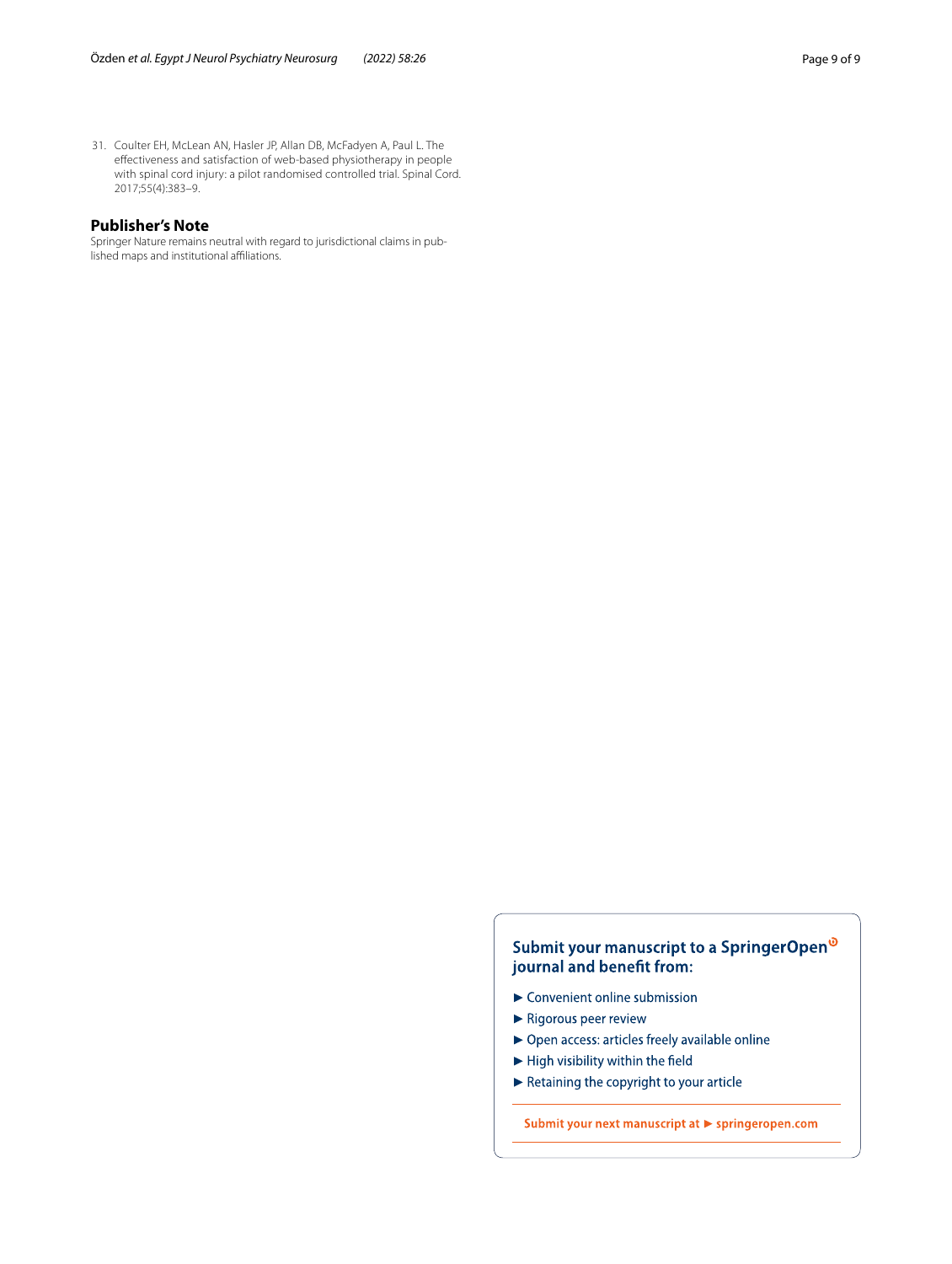31. Coulter EH, McLean AN, Hasler JP, Allan DB, McFadyen A, Paul L. The effectiveness and satisfaction of web-based physiotherapy in people with spinal cord injury: a pilot randomised controlled trial. Spinal Cord. 2017;55(4):383–9.

## Publisher's Note

Springer Nature remains neutral with regard to jurisdictional claims in published maps and institutional affiliations.

**Submit your manuscript to a SpringerOpen journal and benefit from:**

- ► Convenient online submission
- ► Rigorous peer review
- ► Open access: articles freely available online
- ► High visibility within the field
- ► Retaining the copyright to your article

**Submit your next manuscript at ► springeropen.com**